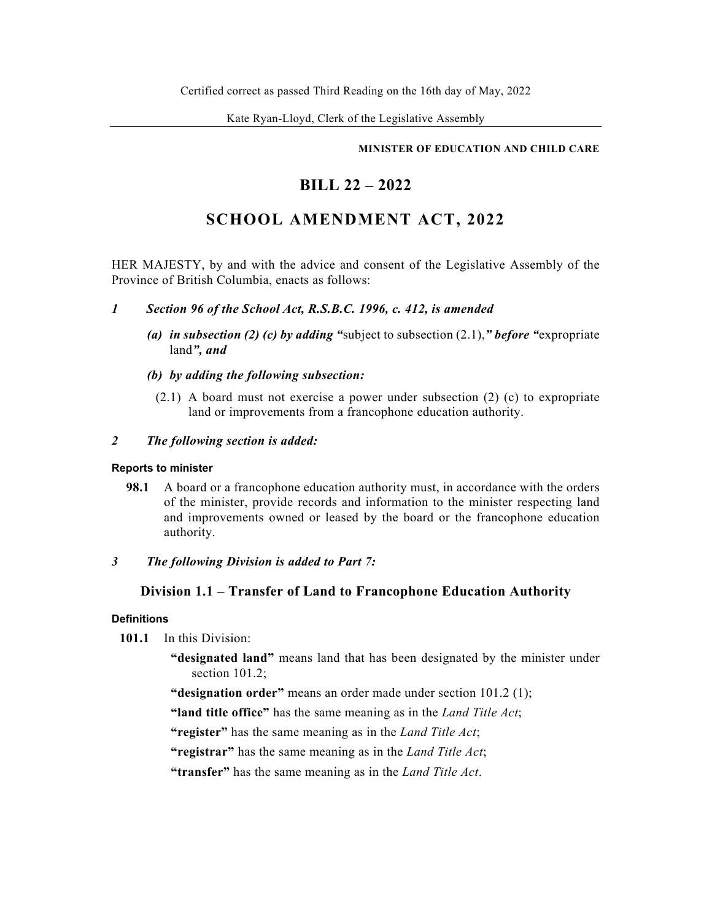Certified correct as passed Third Reading on the 16th day of May, 2022

Kate Ryan-Lloyd, Clerk of the Legislative Assembly

**MINISTER OF EDUCATION AND CHILD CARE**

# BILL 22 – 2022

# SCHOOL AMENDMENT ACT, 2022

HER MAJESTY, by and with the advice and consent of the Legislative Assembly of the Province of British Columbia, enacts as follows:

***1 Section 96 of the School Act, R.S.B.C. 1996, c. 412, is amended***

***(a) in subsection (2) (c) by adding "***subject to subsection (2.1),***" before "***expropriate land***", and***

***(b) by adding the following subsection:***

(2.1) A board must not exercise a power under subsection (2) (c) to expropriate land or improvements from a francophone education authority.

***2 The following section is added:***

**Reports to minister**

**98.1** A board or a francophone education authority must, in accordance with the orders of the minister, provide records and information to the minister respecting land and improvements owned or leased by the board or the francophone education authority.

***3 The following Division is added to Part 7:***

## Division 1.1 – Transfer of Land to Francophone Education Authority

**Definitions**

**101.1** In this Division:

**"designated land"** means land that has been designated by the minister under section 101.2;

**"designation order"** means an order made under section 101.2 (1);

**"land title office"** has the same meaning as in the *Land Title Act*;

**"register"** has the same meaning as in the *Land Title Act*;

**"registrar"** has the same meaning as in the *Land Title Act*;

**"transfer"** has the same meaning as in the *Land Title Act*.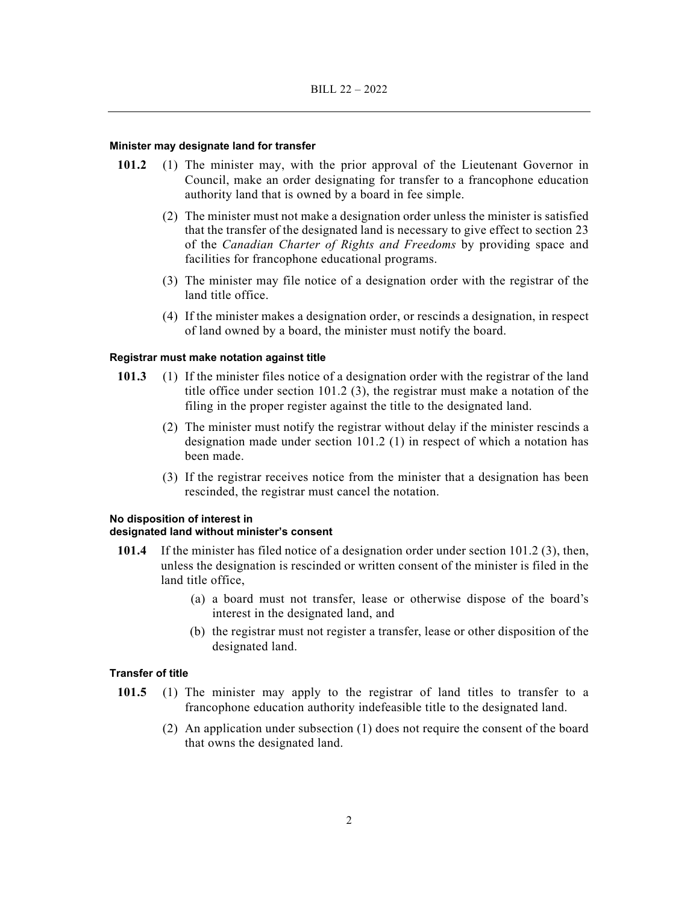**Minister may designate land for transfer**

**101.2** (1) The minister may, with the prior approval of the Lieutenant Governor in Council, make an order designating for transfer to a francophone education authority land that is owned by a board in fee simple.

(2) The minister must not make a designation order unless the minister is satisfied that the transfer of the designated land is necessary to give effect to section 23 of the *Canadian Charter of Rights and Freedoms* by providing space and facilities for francophone educational programs.

(3) The minister may file notice of a designation order with the registrar of the land title office.

(4) If the minister makes a designation order, or rescinds a designation, in respect of land owned by a board, the minister must notify the board.

**Registrar must make notation against title**

**101.3** (1) If the minister files notice of a designation order with the registrar of the land title office under section 101.2 (3), the registrar must make a notation of the filing in the proper register against the title to the designated land.

(2) The minister must notify the registrar without delay if the minister rescinds a designation made under section 101.2 (1) in respect of which a notation has been made.

(3) If the registrar receives notice from the minister that a designation has been rescinded, the registrar must cancel the notation.

**No disposition of interest in designated land without minister's consent**

**101.4** If the minister has filed notice of a designation order under section 101.2 (3), then, unless the designation is rescinded or written consent of the minister is filed in the land title office,

(a) a board must not transfer, lease or otherwise dispose of the board's interest in the designated land, and

(b) the registrar must not register a transfer, lease or other disposition of the designated land.

**Transfer of title**

**101.5** (1) The minister may apply to the registrar of land titles to transfer to a francophone education authority indefeasible title to the designated land.

(2) An application under subsection (1) does not require the consent of the board that owns the designated land.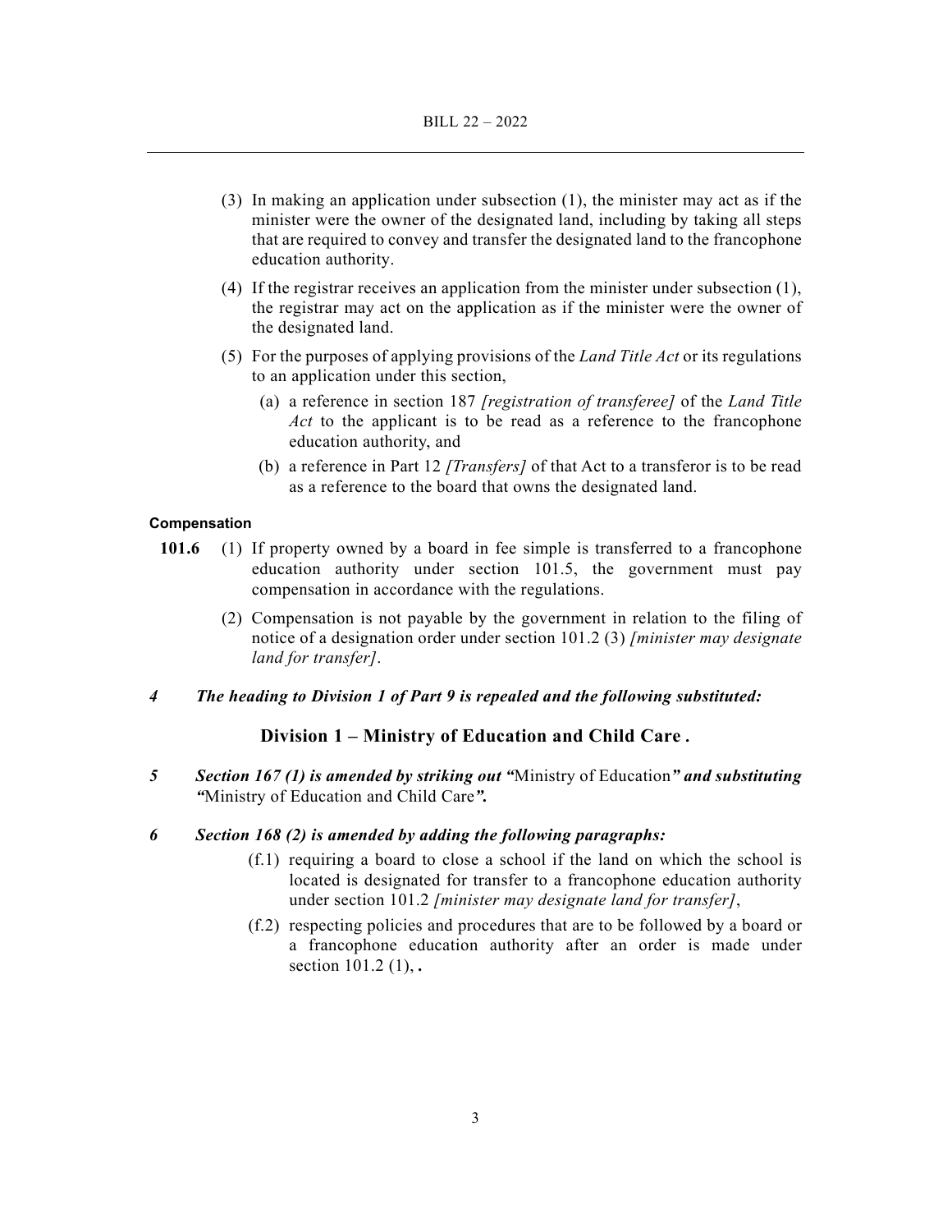(3) In making an application under subsection (1), the minister may act as if the minister were the owner of the designated land, including by taking all steps that are required to convey and transfer the designated land to the francophone education authority.

(4) If the registrar receives an application from the minister under subsection (1), the registrar may act on the application as if the minister were the owner of the designated land.

(5) For the purposes of applying provisions of the *Land Title Act* or its regulations to an application under this section,

(a) a reference in section 187 *[registration of transferee]* of the *Land Title Act* to the applicant is to be read as a reference to the francophone education authority, and

(b) a reference in Part 12 *[Transfers]* of that Act to a transferor is to be read as a reference to the board that owns the designated land.

**Compensation**

**101.6** (1) If property owned by a board in fee simple is transferred to a francophone education authority under section 101.5, the government must pay compensation in accordance with the regulations.

(2) Compensation is not payable by the government in relation to the filing of notice of a designation order under section 101.2 (3) *[minister may designate land for transfer]*.

***4 The heading to Division 1 of Part 9 is repealed and the following substituted:***

**Division 1 – Ministry of Education and Child Care .**

***5 Section 167 (1) is amended by striking out "***Ministry of Education***" and substituting "***Ministry of Education and Child Care***".***

***6 Section 168 (2) is amended by adding the following paragraphs:***

(f.1) requiring a board to close a school if the land on which the school is located is designated for transfer to a francophone education authority under section 101.2 *[minister may designate land for transfer]*,

(f.2) respecting policies and procedures that are to be followed by a board or a francophone education authority after an order is made under section 101.2 (1), **.**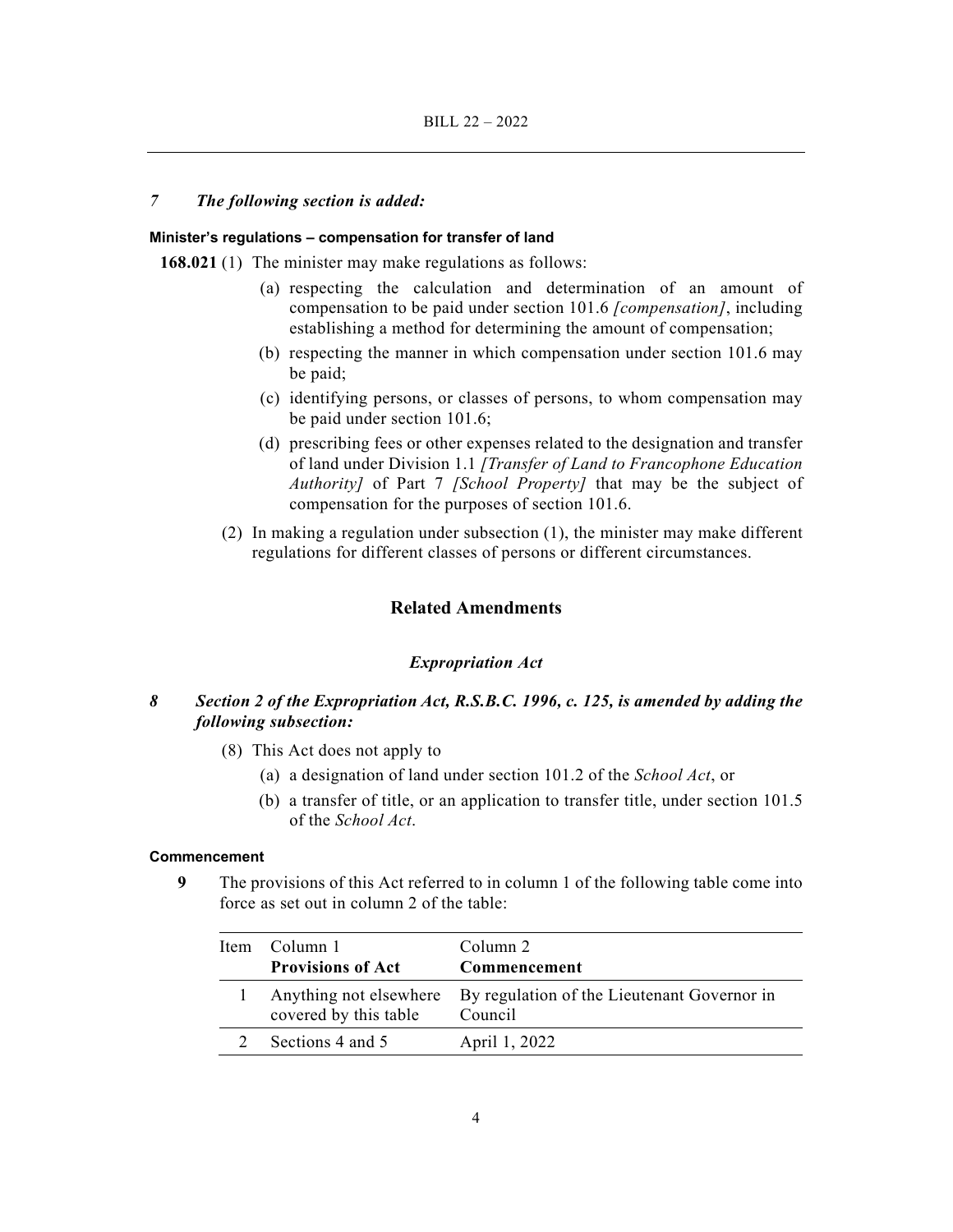*7 The following section is added:*

**Minister's regulations – compensation for transfer of land**

**168.021** (1) The minister may make regulations as follows:

(a) respecting the calculation and determination of an amount of compensation to be paid under section 101.6 *[compensation]*, including establishing a method for determining the amount of compensation;

(b) respecting the manner in which compensation under section 101.6 may be paid;

(c) identifying persons, or classes of persons, to whom compensation may be paid under section 101.6;

(d) prescribing fees or other expenses related to the designation and transfer of land under Division 1.1 *[Transfer of Land to Francophone Education Authority]* of Part 7 *[School Property]* that may be the subject of compensation for the purposes of section 101.6.

(2) In making a regulation under subsection (1), the minister may make different regulations for different classes of persons or different circumstances.

## Related Amendments

### *Expropriation Act*

***8 Section 2 of the Expropriation Act, R.S.B.C. 1996, c. 125, is amended by adding the following subsection:***

(8) This Act does not apply to

(a) a designation of land under section 101.2 of the *School Act*, or

(b) a transfer of title, or an application to transfer title, under section 101.5 of the *School Act*.

**Commencement**

**9** The provisions of this Act referred to in column 1 of the following table come into force as set out in column 2 of the table:

| Item | Column 1<br>**Provisions of Act** | Column 2<br>**Commencement** |
|---|---|---|
| 1 | Anything not elsewhere covered by this table | By regulation of the Lieutenant Governor in Council |
| 2 | Sections 4 and 5 | April 1, 2022 |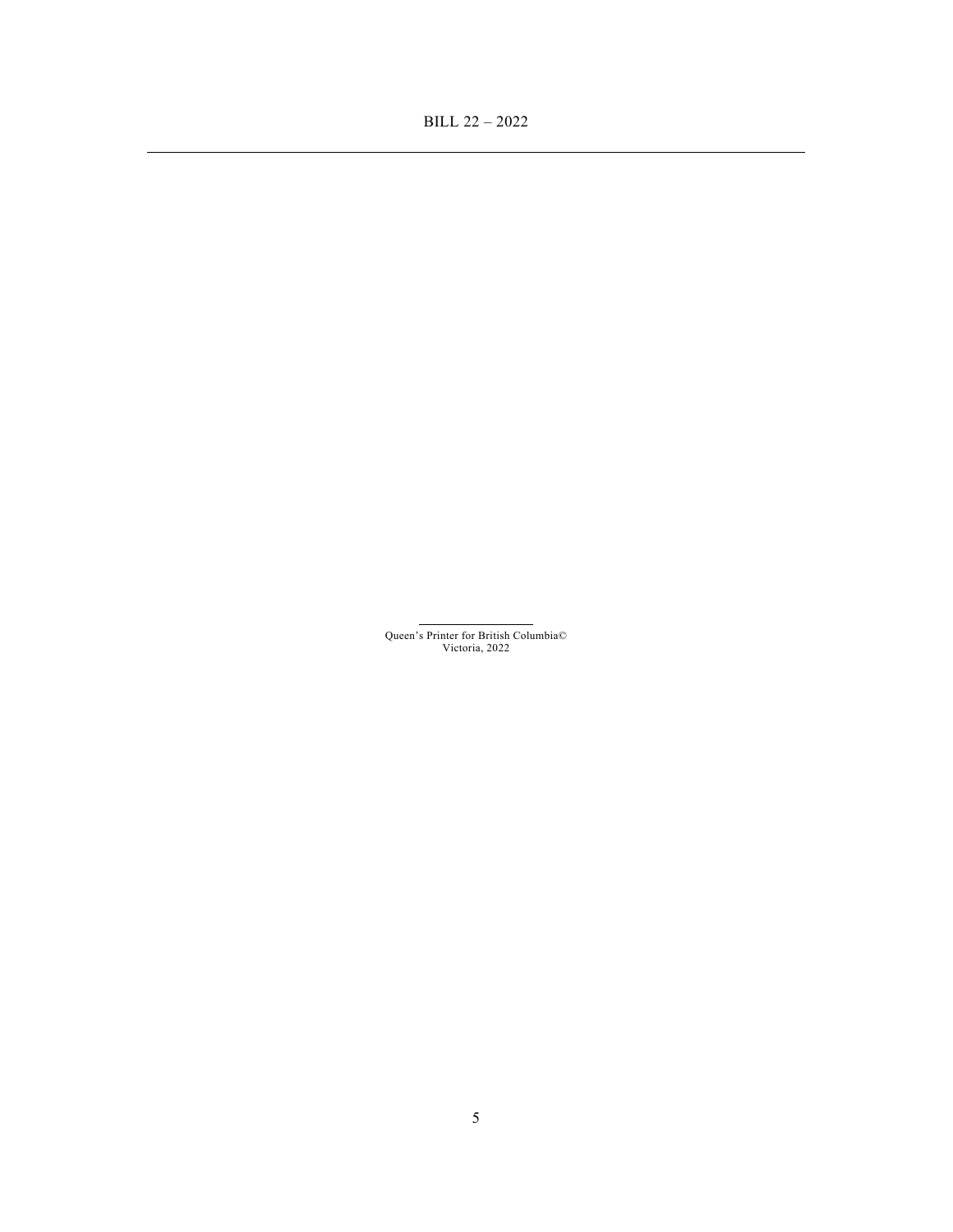Queen's Printer for British Columbia©
Victoria, 2022